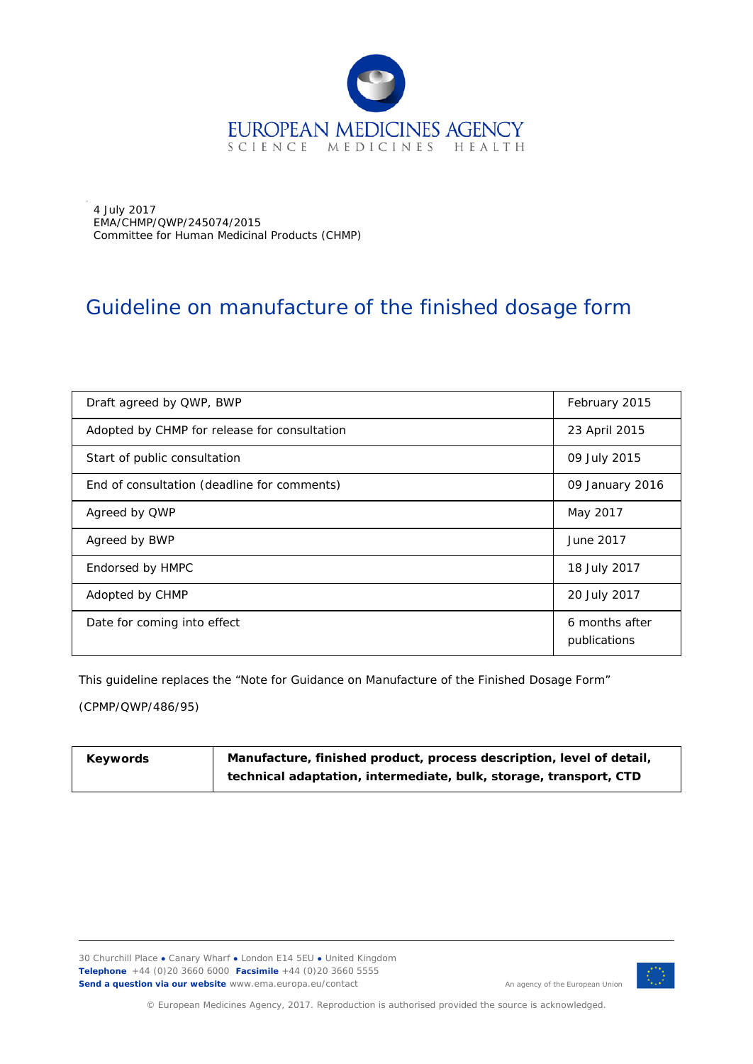EUROPEAN MEDICINES AGENCY
SCIENCE MEDICINES HEALTH

4 July 2017
EMA/CHMP/QWP/245074/2015
Committee for Human Medicinal Products (CHMP)

# Guideline on manufacture of the finished dosage form

| | |
|---|---|
| Draft agreed by QWP, BWP | February 2015 |
| Adopted by CHMP for release for consultation | 23 April 2015 |
| Start of public consultation | 09 July 2015 |
| End of consultation (deadline for comments) | 09 January 2016 |
| Agreed by QWP | May 2017 |
| Agreed by BWP | June 2017 |
| Endorsed by HMPC | 18 July 2017 |
| Adopted by CHMP | 20 July 2017 |
| Date for coming into effect | 6 months after publications |

This guideline replaces the "Note for Guidance on Manufacture of the Finished Dosage Form" (CPMP/QWP/486/95)

| | |
|---|---|
| **Keywords** | **Manufacture, finished product, process description, level of detail, technical adaptation, intermediate, bulk, storage, transport, CTD** |

30 Churchill Place ● Canary Wharf ● London E14 5EU ● United Kingdom
**Telephone** +44 (0)20 3660 6000 **Facsimile** +44 (0)20 3660 5555
**Send a question via our website** www.ema.europa.eu/contact

An agency of the European Union

© European Medicines Agency, 2017. Reproduction is authorised provided the source is acknowledged.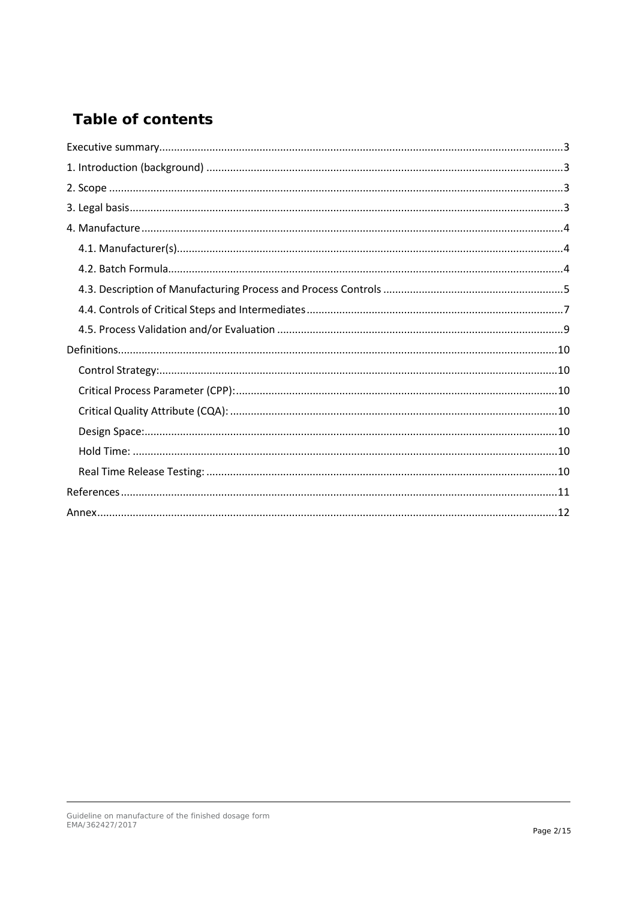## Table of contents

Executive summary ... 3
1. Introduction (background) ... 3
2. Scope ... 3
3. Legal basis ... 3
4. Manufacture ... 4
   - 4.1. Manufacturer(s) ... 4
   - 4.2. Batch Formula ... 4
   - 4.3. Description of Manufacturing Process and Process Controls ... 5
   - 4.4. Controls of Critical Steps and Intermediates ... 7
   - 4.5. Process Validation and/or Evaluation ... 9

Definitions ... 10
   - Control Strategy: ... 10
   - Critical Process Parameter (CPP): ... 10
   - Critical Quality Attribute (CQA): ... 10
   - Design Space: ... 10
   - Hold Time: ... 10
   - Real Time Release Testing: ... 10

References ... 11

Annex ... 12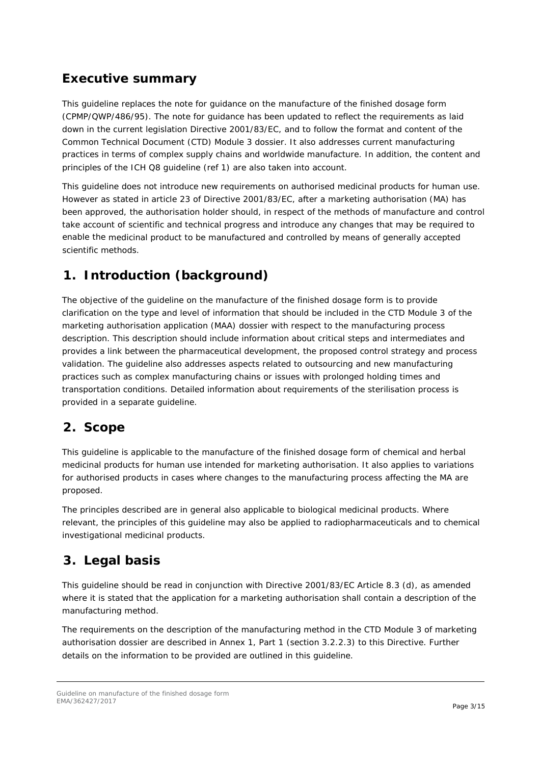## Executive summary

This guideline replaces the note for guidance on the manufacture of the finished dosage form (CPMP/QWP/486/95). The note for guidance has been updated to reflect the requirements as laid down in the current legislation Directive 2001/83/EC, and to follow the format and content of the Common Technical Document (CTD) Module 3 dossier. It also addresses current manufacturing practices in terms of complex supply chains and worldwide manufacture. In addition, the content and principles of the ICH Q8 guideline (ref 1) are also taken into account.

This guideline does not introduce new requirements on authorised medicinal products for human use. However as stated in article 23 of Directive 2001/83/EC, after a marketing authorisation (MA) has been approved, the authorisation holder should, in respect of the methods of manufacture and control take account of scientific and technical progress and introduce any changes that may be required to enable the medicinal product to be manufactured and controlled by means of generally accepted scientific methods.

## 1. Introduction (background)

The objective of the guideline on the manufacture of the finished dosage form is to provide clarification on the type and level of information that should be included in the CTD Module 3 of the marketing authorisation application (MAA) dossier with respect to the manufacturing process description. This description should include information about critical steps and intermediates and provides a link between the pharmaceutical development, the proposed control strategy and process validation. The guideline also addresses aspects related to outsourcing and new manufacturing practices such as complex manufacturing chains or issues with prolonged holding times and transportation conditions. Detailed information about requirements of the sterilisation process is provided in a separate guideline.

## 2. Scope

This guideline is applicable to the manufacture of the finished dosage form of chemical and herbal medicinal products for human use intended for marketing authorisation. It also applies to variations for authorised products in cases where changes to the manufacturing process affecting the MA are proposed.

The principles described are in general also applicable to biological medicinal products. Where relevant, the principles of this guideline may also be applied to radiopharmaceuticals and to chemical investigational medicinal products.

## 3. Legal basis

This guideline should be read in conjunction with Directive 2001/83/EC Article 8.3 (d), as amended where it is stated that the application for a marketing authorisation shall contain a description of the manufacturing method.

The requirements on the description of the manufacturing method in the CTD Module 3 of marketing authorisation dossier are described in Annex 1, Part 1 (section 3.2.2.3) to this Directive. Further details on the information to be provided are outlined in this guideline.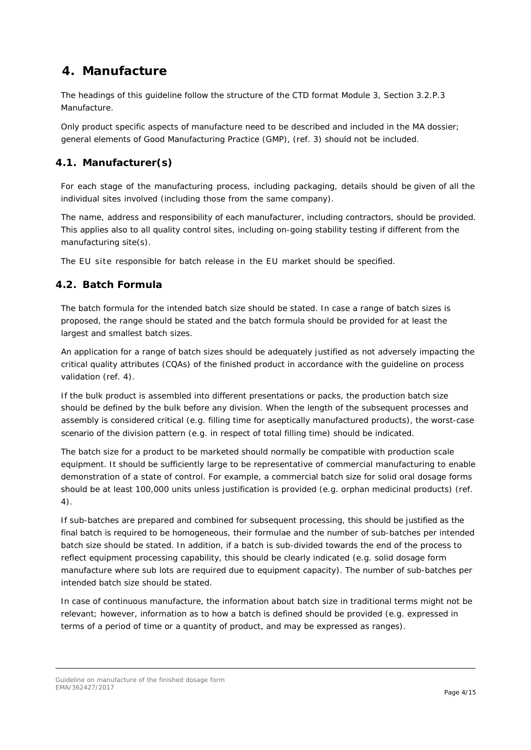# 4. Manufacture

The headings of this guideline follow the structure of the CTD format Module 3, Section 3.2.P.3 Manufacture.

Only product specific aspects of manufacture need to be described and included in the MA dossier; general elements of Good Manufacturing Practice (GMP), (ref. 3) should not be included.

## 4.1. Manufacturer(s)

For each stage of the manufacturing process, including packaging, details should be given of all the individual sites involved (including those from the same company).

The name, address and responsibility of each manufacturer, including contractors, should be provided. This applies also to all quality control sites, including on-going stability testing if different from the manufacturing site(s).

The EU site responsible for batch release in the EU market should be specified.

## 4.2. Batch Formula

The batch formula for the intended batch size should be stated. In case a range of batch sizes is proposed, the range should be stated and the batch formula should be provided for at least the largest and smallest batch sizes.

An application for a range of batch sizes should be adequately justified as not adversely impacting the critical quality attributes (CQAs) of the finished product in accordance with the guideline on process validation (ref. 4).

If the bulk product is assembled into different presentations or packs, the production batch size should be defined by the bulk before any division. When the length of the subsequent processes and assembly is considered critical (e.g. filling time for aseptically manufactured products), the worst-case scenario of the division pattern (e.g. in respect of total filling time) should be indicated.

The batch size for a product to be marketed should normally be compatible with production scale equipment. It should be sufficiently large to be representative of commercial manufacturing to enable demonstration of a state of control. For example, a commercial batch size for solid oral dosage forms should be at least 100,000 units unless justification is provided (e.g. orphan medicinal products) (ref. 4).

If sub-batches are prepared and combined for subsequent processing, this should be justified as the final batch is required to be homogeneous, their formulae and the number of sub-batches per intended batch size should be stated. In addition, if a batch is sub-divided towards the end of the process to reflect equipment processing capability, this should be clearly indicated (e.g. solid dosage form manufacture where sub lots are required due to equipment capacity). The number of sub-batches per intended batch size should be stated.

In case of continuous manufacture, the information about batch size in traditional terms might not be relevant; however, information as to how a batch is defined should be provided (e.g. expressed in terms of a period of time or a quantity of product, and may be expressed as ranges).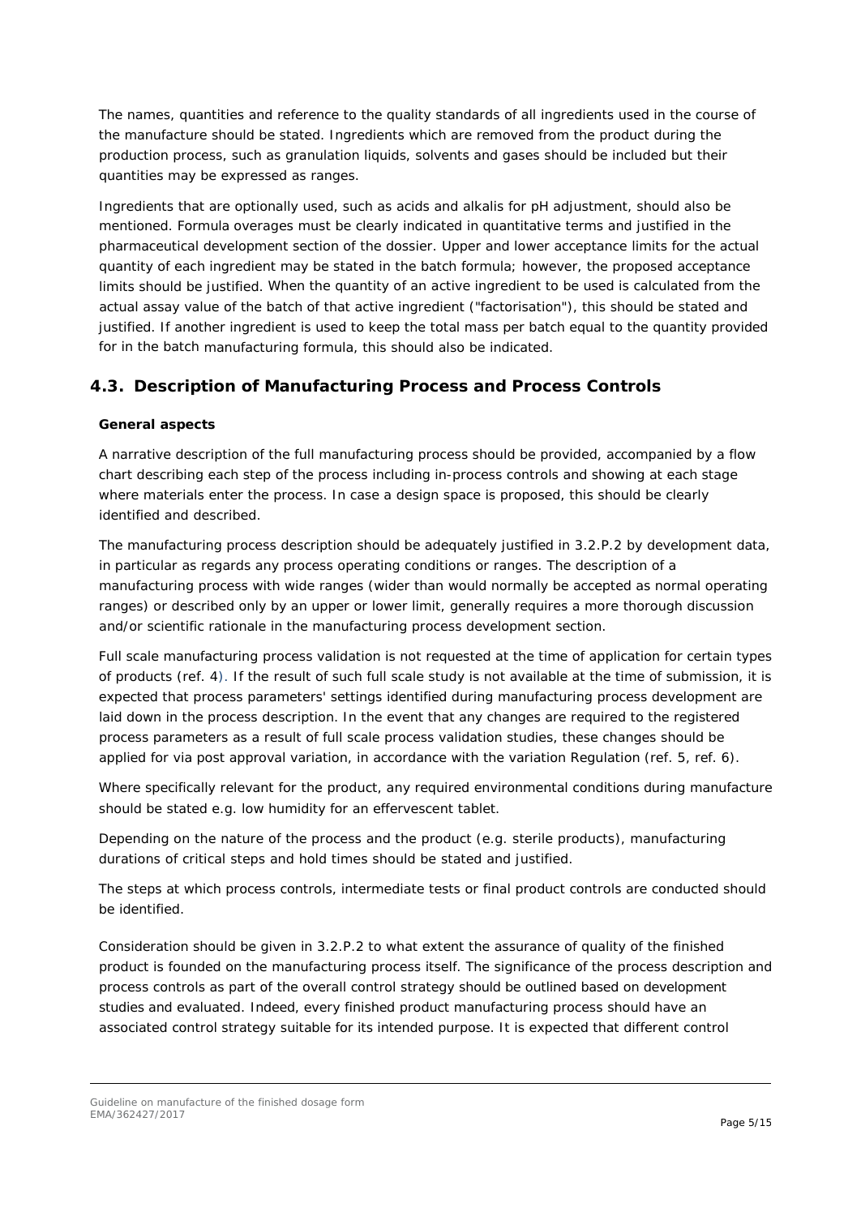The names, quantities and reference to the quality standards of all ingredients used in the course of the manufacture should be stated. Ingredients which are removed from the product during the production process, such as granulation liquids, solvents and gases should be included but their quantities may be expressed as ranges.

Ingredients that are optionally used, such as acids and alkalis for pH adjustment, should also be mentioned. Formula overages must be clearly indicated in quantitative terms and justified in the pharmaceutical development section of the dossier. Upper and lower acceptance limits for the actual quantity of each ingredient may be stated in the batch formula; however, the proposed acceptance limits should be justified. When the quantity of an active ingredient to be used is calculated from the actual assay value of the batch of that active ingredient ("factorisation"), this should be stated and justified. If another ingredient is used to keep the total mass per batch equal to the quantity provided for in the batch manufacturing formula, this should also be indicated.

## 4.3. Description of Manufacturing Process and Process Controls

**General aspects**

A narrative description of the full manufacturing process should be provided, accompanied by a flow chart describing each step of the process including in-process controls and showing at each stage where materials enter the process. In case a design space is proposed, this should be clearly identified and described.

The manufacturing process description should be adequately justified in 3.2.P.2 by development data, in particular as regards any process operating conditions or ranges. The description of a manufacturing process with wide ranges (wider than would normally be accepted as normal operating ranges) or described only by an upper or lower limit, generally requires a more thorough discussion and/or scientific rationale in the manufacturing process development section.

Full scale manufacturing process validation is not requested at the time of application for certain types of products (ref. 4). If the result of such full scale study is not available at the time of submission, it is expected that process parameters' settings identified during manufacturing process development are laid down in the process description. In the event that any changes are required to the registered process parameters as a result of full scale process validation studies, these changes should be applied for via post approval variation, in accordance with the variation Regulation (ref. 5, ref. 6).

Where specifically relevant for the product, any required environmental conditions during manufacture should be stated e.g. low humidity for an effervescent tablet.

Depending on the nature of the process and the product (e.g. sterile products), manufacturing durations of critical steps and hold times should be stated and justified.

The steps at which process controls, intermediate tests or final product controls are conducted should be identified.

Consideration should be given in 3.2.P.2 to what extent the assurance of quality of the finished product is founded on the manufacturing process itself. The significance of the process description and process controls as part of the overall control strategy should be outlined based on development studies and evaluated. Indeed, every finished product manufacturing process should have an associated control strategy suitable for its intended purpose. It is expected that different control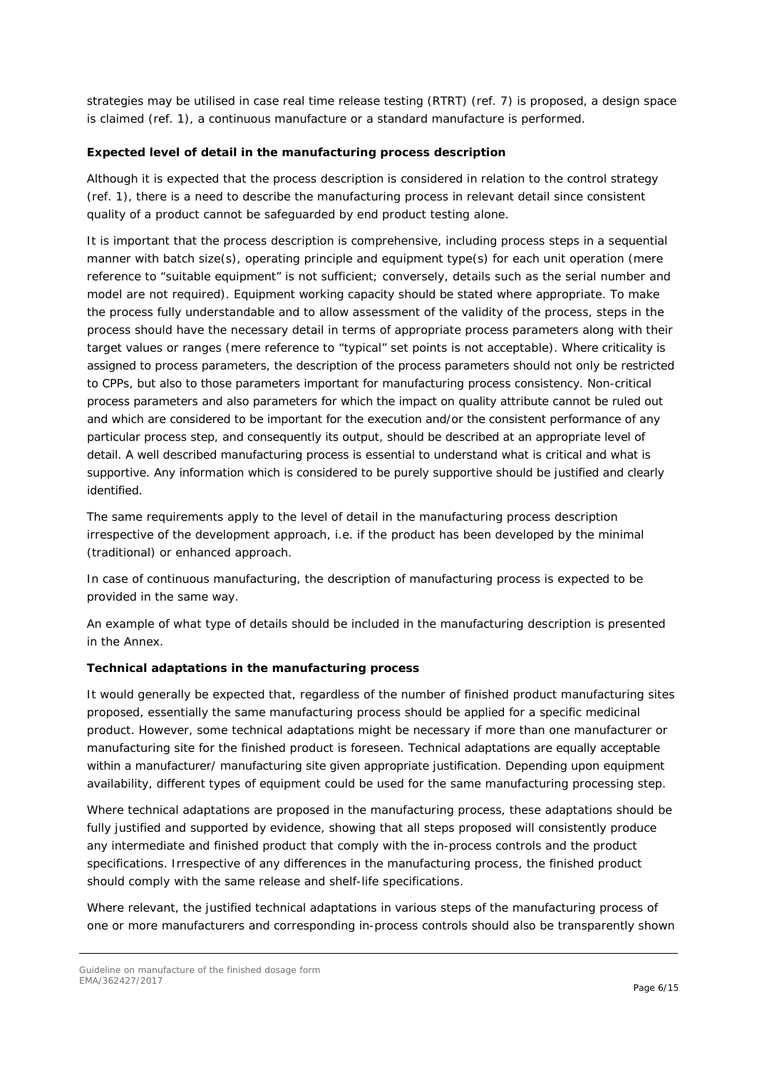strategies may be utilised in case real time release testing (RTRT) (ref. 7) is proposed, a design space is claimed (ref. 1), a continuous manufacture or a standard manufacture is performed.

**Expected level of detail in the manufacturing process description**

Although it is expected that the process description is considered in relation to the control strategy (ref. 1), there is a need to describe the manufacturing process in relevant detail since consistent quality of a product cannot be safeguarded by end product testing alone.

It is important that the process description is comprehensive, including process steps in a sequential manner with batch size(s), operating principle and equipment type(s) for each unit operation (mere reference to "suitable equipment" is not sufficient; conversely, details such as the serial number and model are not required). Equipment working capacity should be stated where appropriate. To make the process fully understandable and to allow assessment of the validity of the process, steps in the process should have the necessary detail in terms of appropriate process parameters along with their target values or ranges (mere reference to "typical" set points is not acceptable). Where criticality is assigned to process parameters, the description of the process parameters should not only be restricted to CPPs, but also to those parameters important for manufacturing process consistency. Non-critical process parameters and also parameters for which the impact on quality attribute cannot be ruled out and which are considered to be important for the execution and/or the consistent performance of any particular process step, and consequently its output, should be described at an appropriate level of detail. A well described manufacturing process is essential to understand what is critical and what is supportive. Any information which is considered to be purely supportive should be justified and clearly identified.

The same requirements apply to the level of detail in the manufacturing process description irrespective of the development approach, i.e. if the product has been developed by the minimal (traditional) or enhanced approach.

In case of continuous manufacturing, the description of manufacturing process is expected to be provided in the same way.

An example of what type of details should be included in the manufacturing description is presented in the Annex.

**Technical adaptations in the manufacturing process**

It would generally be expected that, regardless of the number of finished product manufacturing sites proposed, essentially the same manufacturing process should be applied for a specific medicinal product. However, some technical adaptations might be necessary if more than one manufacturer or manufacturing site for the finished product is foreseen. Technical adaptations are equally acceptable within a manufacturer/ manufacturing site given appropriate justification. Depending upon equipment availability, different types of equipment could be used for the same manufacturing processing step.

Where technical adaptations are proposed in the manufacturing process, these adaptations should be fully justified and supported by evidence, showing that all steps proposed will consistently produce any intermediate and finished product that comply with the in-process controls and the product specifications. Irrespective of any differences in the manufacturing process, the finished product should comply with the same release and shelf-life specifications.

Where relevant, the justified technical adaptations in various steps of the manufacturing process of one or more manufacturers and corresponding in-process controls should also be transparently shown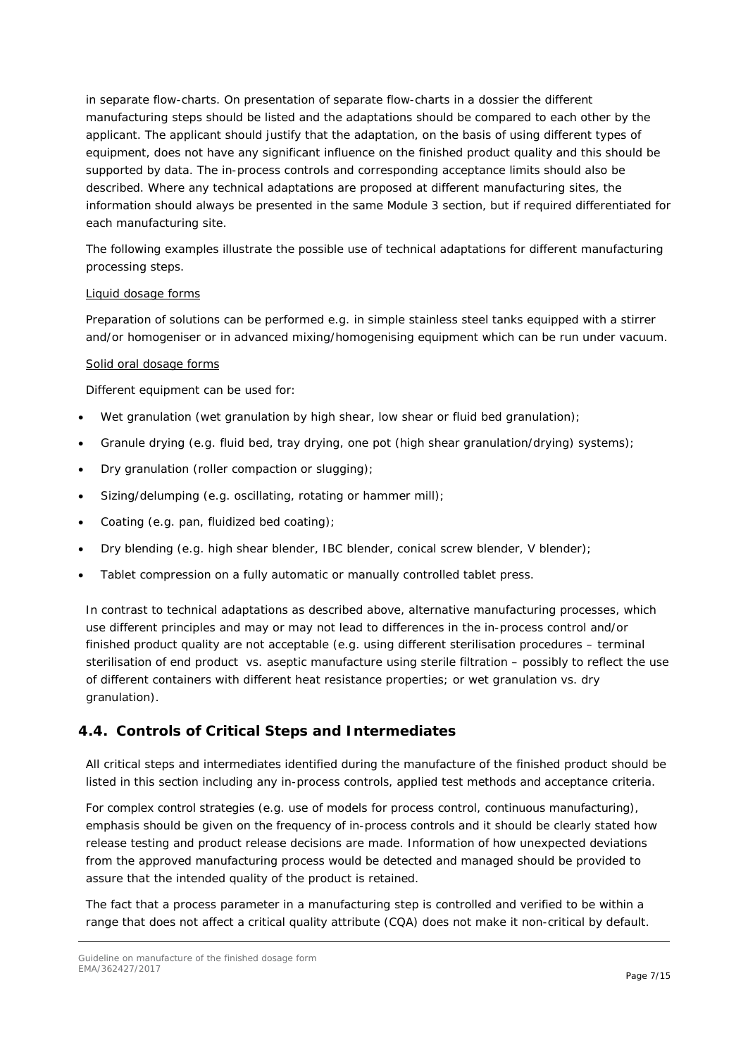in separate flow-charts. On presentation of separate flow-charts in a dossier the different manufacturing steps should be listed and the adaptations should be compared to each other by the applicant. The applicant should justify that the adaptation, on the basis of using different types of equipment, does not have any significant influence on the finished product quality and this should be supported by data. The in-process controls and corresponding acceptance limits should also be described. Where any technical adaptations are proposed at different manufacturing sites, the information should always be presented in the same Module 3 section, but if required differentiated for each manufacturing site.

The following examples illustrate the possible use of technical adaptations for different manufacturing processing steps.

Liquid dosage forms

Preparation of solutions can be performed e.g. in simple stainless steel tanks equipped with a stirrer and/or homogeniser or in advanced mixing/homogenising equipment which can be run under vacuum.

Solid oral dosage forms

Different equipment can be used for:

- Wet granulation (wet granulation by high shear, low shear or fluid bed granulation);
- Granule drying (e.g. fluid bed, tray drying, one pot (high shear granulation/drying) systems);
- Dry granulation (roller compaction or slugging);
- Sizing/delumping (e.g. oscillating, rotating or hammer mill);
- Coating (e.g. pan, fluidized bed coating);
- Dry blending (e.g. high shear blender, IBC blender, conical screw blender, V blender);
- Tablet compression on a fully automatic or manually controlled tablet press.

In contrast to technical adaptations as described above, alternative manufacturing processes, which use different principles and may or may not lead to differences in the in-process control and/or finished product quality are not acceptable (e.g. using different sterilisation procedures – terminal sterilisation of end product vs. aseptic manufacture using sterile filtration – possibly to reflect the use of different containers with different heat resistance properties; or wet granulation vs. dry granulation).

## 4.4. Controls of Critical Steps and Intermediates

All critical steps and intermediates identified during the manufacture of the finished product should be listed in this section including any in-process controls, applied test methods and acceptance criteria.

For complex control strategies (e.g. use of models for process control, continuous manufacturing), emphasis should be given on the frequency of in-process controls and it should be clearly stated how release testing and product release decisions are made. Information of how unexpected deviations from the approved manufacturing process would be detected and managed should be provided to assure that the intended quality of the product is retained.

The fact that a process parameter in a manufacturing step is controlled and verified to be within a range that does not affect a critical quality attribute (CQA) does not make it non-critical by default.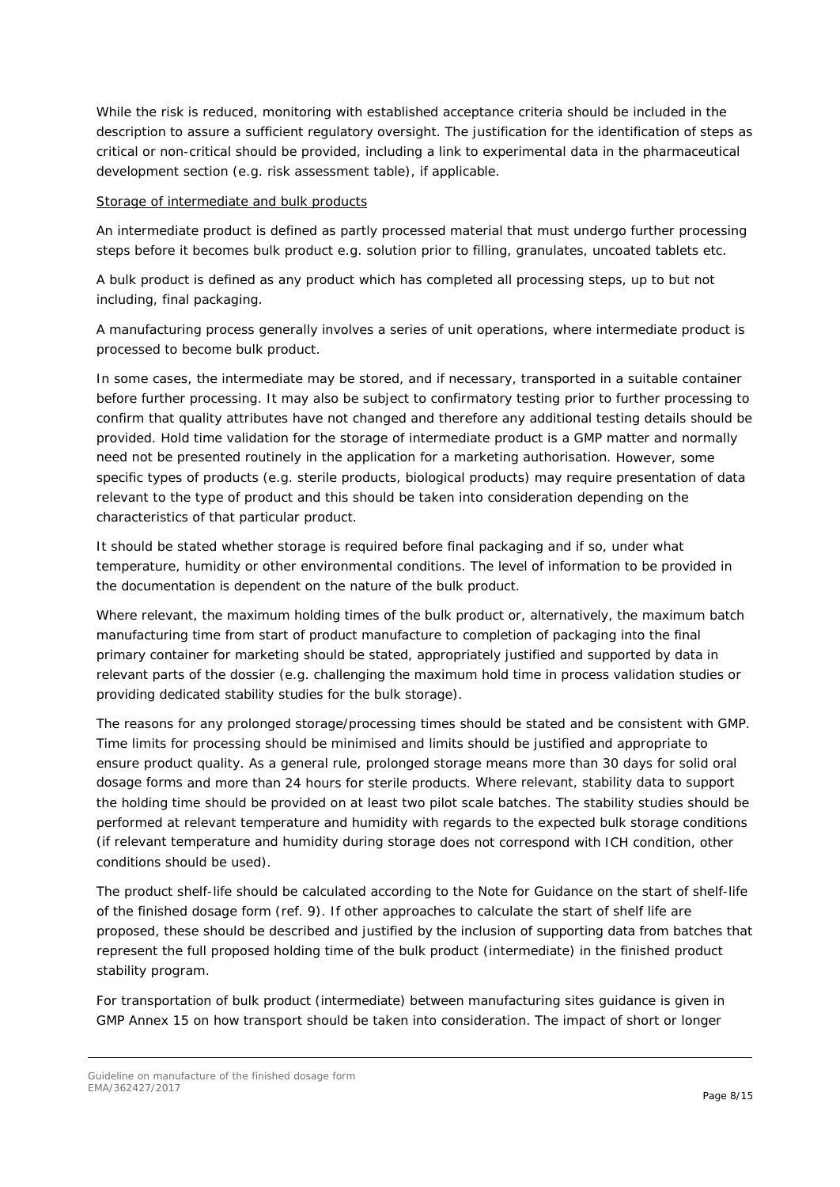While the risk is reduced, monitoring with established acceptance criteria should be included in the description to assure a sufficient regulatory oversight. The justification for the identification of steps as critical or non-critical should be provided, including a link to experimental data in the pharmaceutical development section (e.g. risk assessment table), if applicable.

Storage of intermediate and bulk products

An intermediate product is defined as partly processed material that must undergo further processing steps before it becomes bulk product e.g. solution prior to filling, granulates, uncoated tablets etc.

A bulk product is defined as any product which has completed all processing steps, up to but not including, final packaging.

A manufacturing process generally involves a series of unit operations, where intermediate product is processed to become bulk product.

In some cases, the intermediate may be stored, and if necessary, transported in a suitable container before further processing. It may also be subject to confirmatory testing prior to further processing to confirm that quality attributes have not changed and therefore any additional testing details should be provided. Hold time validation for the storage of intermediate product is a GMP matter and normally need not be presented routinely in the application for a marketing authorisation. However, some specific types of products (e.g. sterile products, biological products) may require presentation of data relevant to the type of product and this should be taken into consideration depending on the characteristics of that particular product.

It should be stated whether storage is required before final packaging and if so, under what temperature, humidity or other environmental conditions. The level of information to be provided in the documentation is dependent on the nature of the bulk product.

Where relevant, the maximum holding times of the bulk product or, alternatively, the maximum batch manufacturing time from start of product manufacture to completion of packaging into the final primary container for marketing should be stated, appropriately justified and supported by data in relevant parts of the dossier (e.g. challenging the maximum hold time in process validation studies or providing dedicated stability studies for the bulk storage).

The reasons for any prolonged storage/processing times should be stated and be consistent with GMP. Time limits for processing should be minimised and limits should be justified and appropriate to ensure product quality. As a general rule, prolonged storage means more than 30 days for solid oral dosage forms and more than 24 hours for sterile products. Where relevant, stability data to support the holding time should be provided on at least two pilot scale batches. The stability studies should be performed at relevant temperature and humidity with regards to the expected bulk storage conditions (if relevant temperature and humidity during storage does not correspond with ICH condition, other conditions should be used).

The product shelf-life should be calculated according to the Note for Guidance on the start of shelf-life of the finished dosage form (ref. 9). If other approaches to calculate the start of shelf life are proposed, these should be described and justified by the inclusion of supporting data from batches that represent the full proposed holding time of the bulk product (intermediate) in the finished product stability program.

For transportation of bulk product (intermediate) between manufacturing sites guidance is given in GMP Annex 15 on how transport should be taken into consideration. The impact of short or longer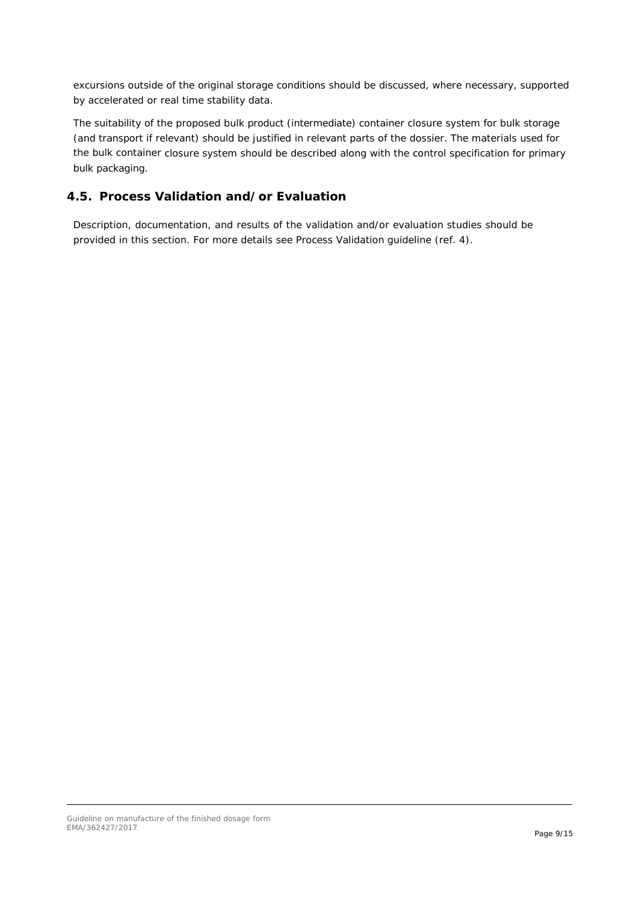excursions outside of the original storage conditions should be discussed, where necessary, supported by accelerated or real time stability data.

The suitability of the proposed bulk product (intermediate) container closure system for bulk storage (and transport if relevant) should be justified in relevant parts of the dossier. The materials used for the bulk container closure system should be described along with the control specification for primary bulk packaging.

## 4.5. Process Validation and/or Evaluation

Description, documentation, and results of the validation and/or evaluation studies should be provided in this section. For more details see Process Validation guideline (ref. 4).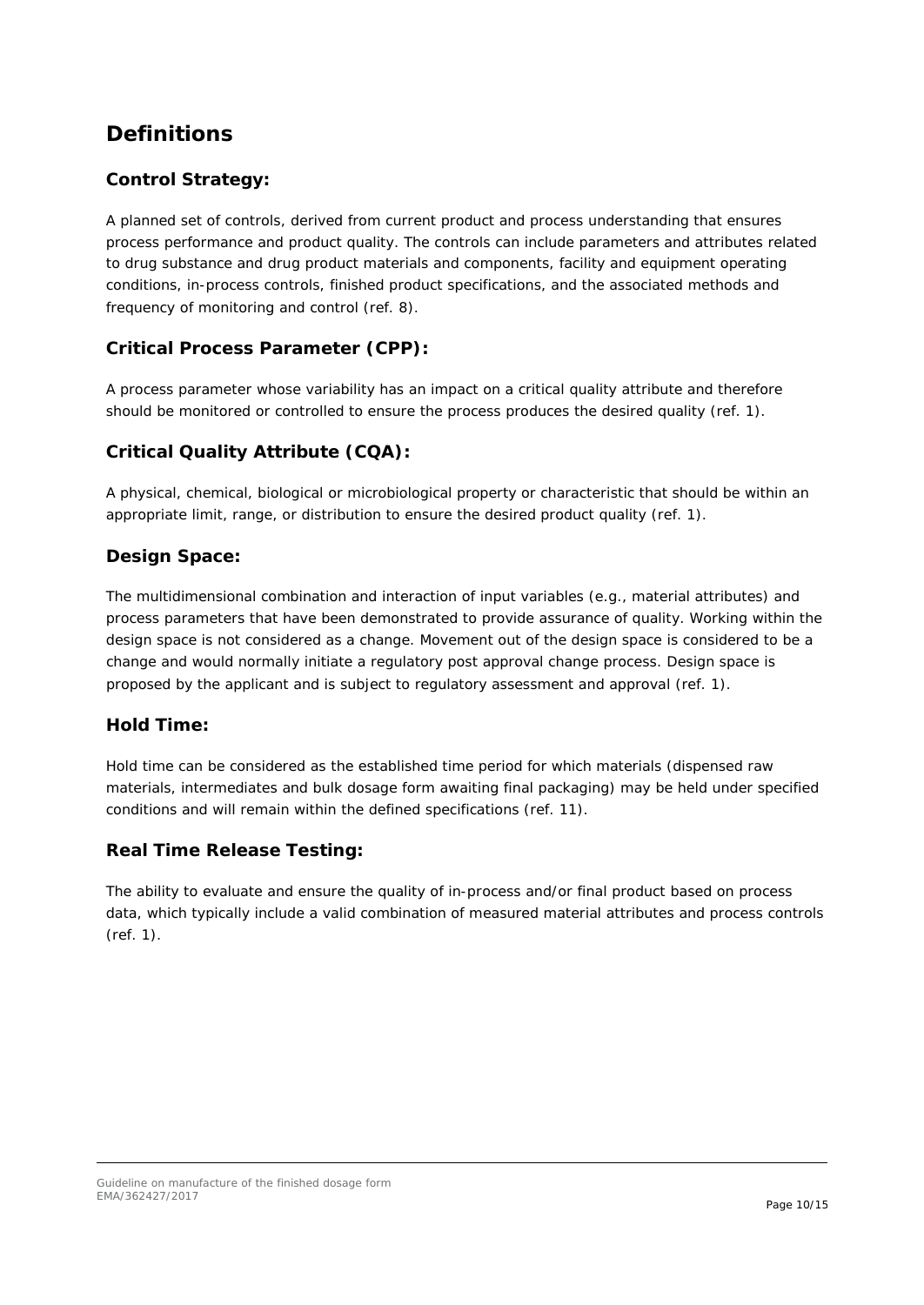# Definitions

## Control Strategy:

A planned set of controls, derived from current product and process understanding that ensures process performance and product quality. The controls can include parameters and attributes related to drug substance and drug product materials and components, facility and equipment operating conditions, in-process controls, finished product specifications, and the associated methods and frequency of monitoring and control (ref. 8).

## Critical Process Parameter (CPP):

A process parameter whose variability has an impact on a critical quality attribute and therefore should be monitored or controlled to ensure the process produces the desired quality (ref. 1).

## Critical Quality Attribute (CQA):

A physical, chemical, biological or microbiological property or characteristic that should be within an appropriate limit, range, or distribution to ensure the desired product quality (ref. 1).

## Design Space:

The multidimensional combination and interaction of input variables (e.g., material attributes) and process parameters that have been demonstrated to provide assurance of quality. Working within the design space is not considered as a change. Movement out of the design space is considered to be a change and would normally initiate a regulatory post approval change process. Design space is proposed by the applicant and is subject to regulatory assessment and approval (ref. 1).

## Hold Time:

Hold time can be considered as the established time period for which materials (dispensed raw materials, intermediates and bulk dosage form awaiting final packaging) may be held under specified conditions and will remain within the defined specifications (ref. 11).

## Real Time Release Testing:

The ability to evaluate and ensure the quality of in-process and/or final product based on process data, which typically include a valid combination of measured material attributes and process controls (ref. 1).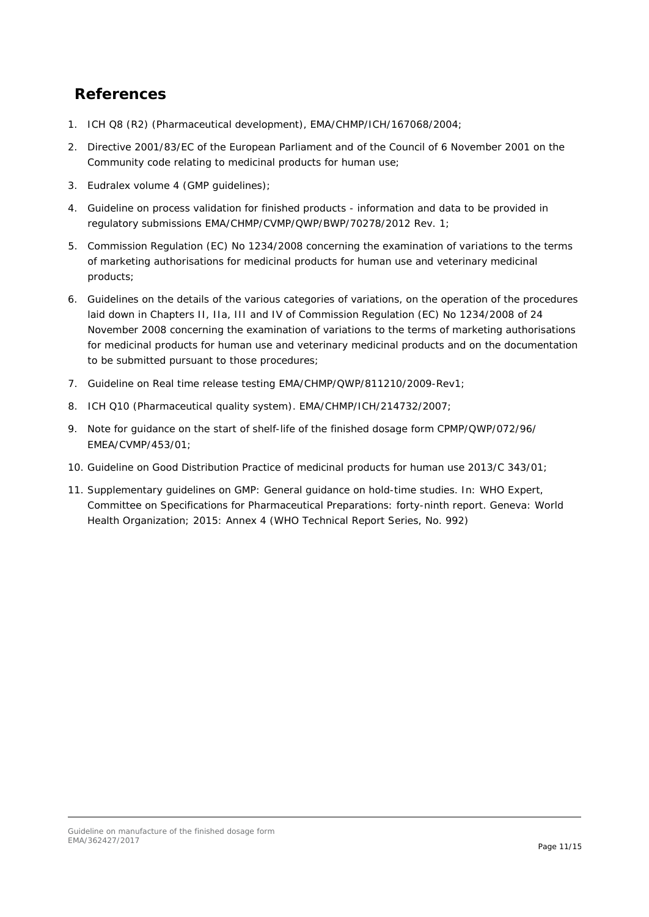# References

1. ICH Q8 (R2) (Pharmaceutical development), EMA/CHMP/ICH/167068/2004;
2. Directive 2001/83/EC of the European Parliament and of the Council of 6 November 2001 on the Community code relating to medicinal products for human use;
3. Eudralex volume 4 (GMP guidelines);
4. Guideline on process validation for finished products - information and data to be provided in regulatory submissions EMA/CHMP/CVMP/QWP/BWP/70278/2012 Rev. 1;
5. Commission Regulation (EC) No 1234/2008 concerning the examination of variations to the terms of marketing authorisations for medicinal products for human use and veterinary medicinal products;
6. Guidelines on the details of the various categories of variations, on the operation of the procedures laid down in Chapters II, IIa, III and IV of Commission Regulation (EC) No 1234/2008 of 24 November 2008 concerning the examination of variations to the terms of marketing authorisations for medicinal products for human use and veterinary medicinal products and on the documentation to be submitted pursuant to those procedures;
7. Guideline on Real time release testing EMA/CHMP/QWP/811210/2009-Rev1;
8. ICH Q10 (Pharmaceutical quality system). EMA/CHMP/ICH/214732/2007;
9. Note for guidance on the start of shelf-life of the finished dosage form CPMP/QWP/072/96/ EMEA/CVMP/453/01;
10. Guideline on Good Distribution Practice of medicinal products for human use 2013/C 343/01;
11. Supplementary guidelines on GMP: General guidance on hold-time studies. In: WHO Expert, Committee on Specifications for Pharmaceutical Preparations: forty-ninth report. Geneva: World Health Organization; 2015: Annex 4 (WHO Technical Report Series, No. 992)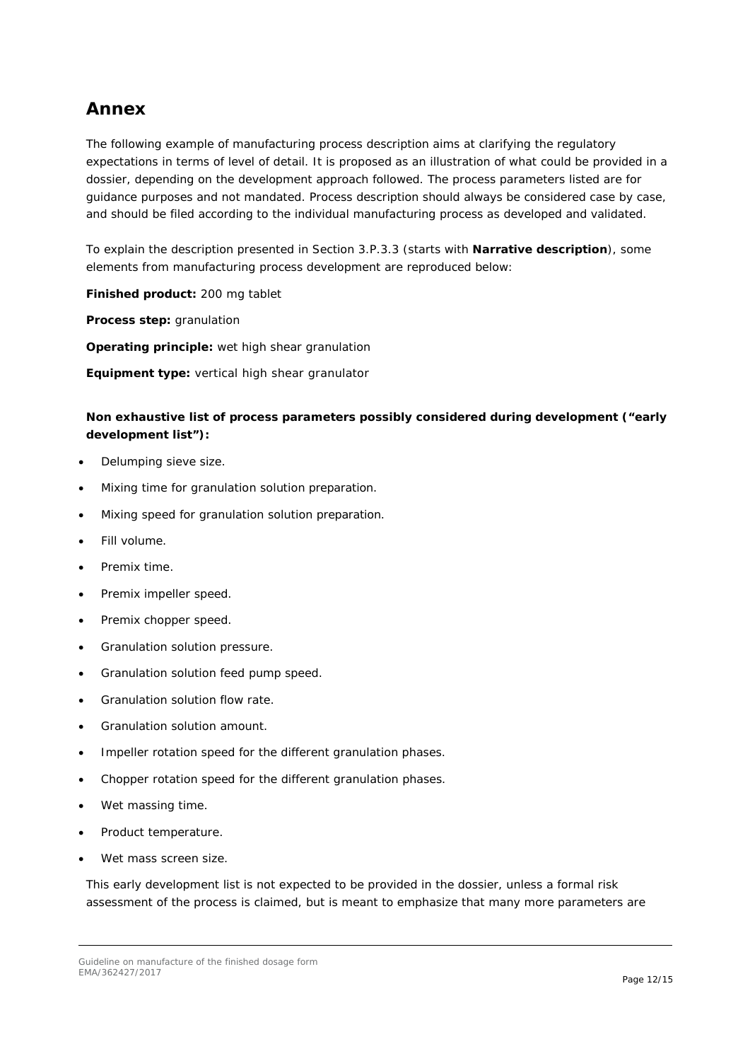# Annex

The following example of manufacturing process description aims at clarifying the regulatory expectations in terms of level of detail. It is proposed as an illustration of what could be provided in a dossier, depending on the development approach followed. The process parameters listed are for guidance purposes and not mandated. Process description should always be considered case by case, and should be filed according to the individual manufacturing process as developed and validated.

To explain the description presented in Section 3.P.3.3 (starts with **Narrative description**), some elements from manufacturing process development are reproduced below:

**Finished product:** 200 mg tablet

**Process step:** granulation

**Operating principle:** wet high shear granulation

**Equipment type:** vertical high shear granulator

**Non exhaustive list of process parameters possibly considered during development ("early development list"):**

- Delumping sieve size.
- Mixing time for granulation solution preparation.
- Mixing speed for granulation solution preparation.
- Fill volume.
- Premix time.
- Premix impeller speed.
- Premix chopper speed.
- Granulation solution pressure.
- Granulation solution feed pump speed.
- Granulation solution flow rate.
- Granulation solution amount.
- Impeller rotation speed for the different granulation phases.
- Chopper rotation speed for the different granulation phases.
- Wet massing time.
- Product temperature.
- Wet mass screen size.

This early development list is not expected to be provided in the dossier, unless a formal risk assessment of the process is claimed, but is meant to emphasize that many more parameters are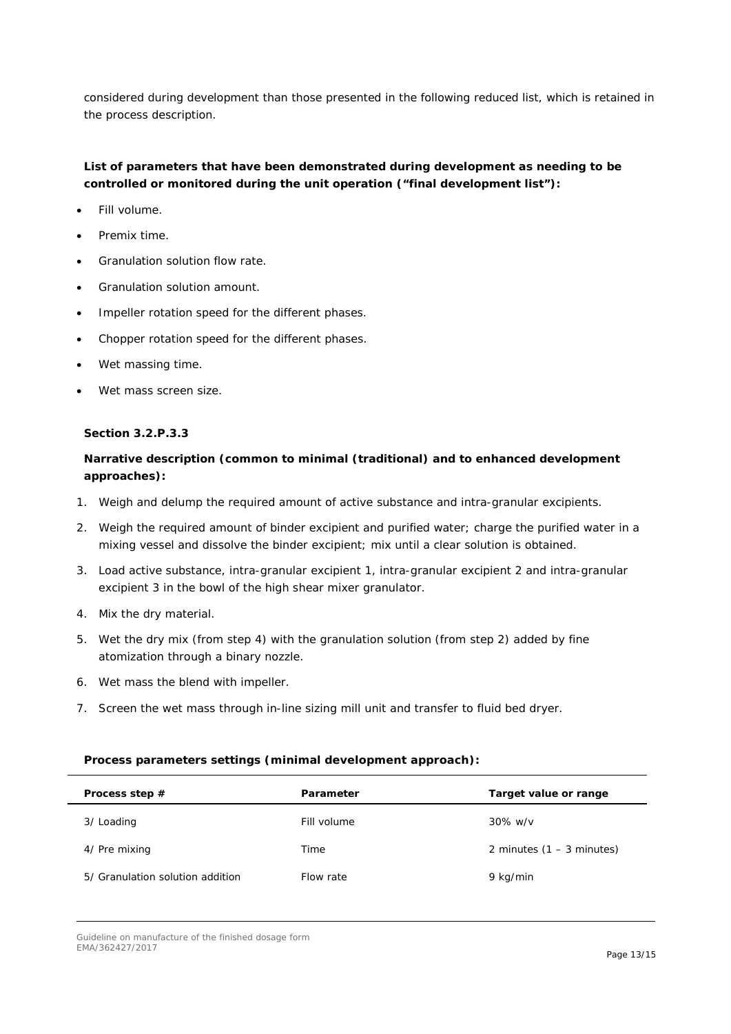considered during development than those presented in the following reduced list, which is retained in the process description.

**List of parameters that have been demonstrated during development as needing to be controlled or monitored during the unit operation ("final development list"):**

- Fill volume.
- Premix time.
- Granulation solution flow rate.
- Granulation solution amount.
- Impeller rotation speed for the different phases.
- Chopper rotation speed for the different phases.
- Wet massing time.
- Wet mass screen size.

**Section 3.2.P.3.3**

**Narrative description (common to minimal (traditional) and to enhanced development approaches):**

1. Weigh and delump the required amount of active substance and intra-granular excipients.
2. Weigh the required amount of binder excipient and purified water; charge the purified water in a mixing vessel and dissolve the binder excipient; mix until a clear solution is obtained.
3. Load active substance, intra-granular excipient 1, intra-granular excipient 2 and intra-granular excipient 3 in the bowl of the high shear mixer granulator.
4. Mix the dry material.
5. Wet the dry mix (from step 4) with the granulation solution (from step 2) added by fine atomization through a binary nozzle.
6. Wet mass the blend with impeller.
7. Screen the wet mass through in-line sizing mill unit and transfer to fluid bed dryer.

**Process parameters settings (minimal development approach):**

| Process step # | Parameter | Target value or range |
|---|---|---|
| 3/ Loading | Fill volume | 30% w/v |
| 4/ Pre mixing | Time | 2 minutes (1 – 3 minutes) |
| 5/ Granulation solution addition | Flow rate | 9 kg/min |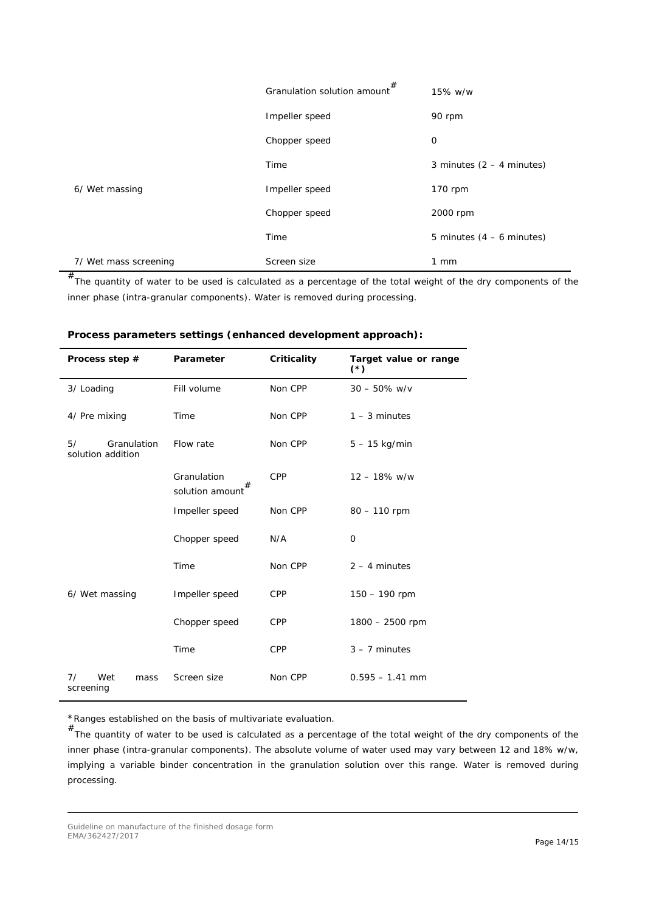| | | |
|---|---|---|
| | Granulation solution amount# | 15% w/w |
| | Impeller speed | 90 rpm |
| | Chopper speed | 0 |
| | Time | 3 minutes (2 – 4 minutes) |
| 6/ Wet massing | Impeller speed | 170 rpm |
| | Chopper speed | 2000 rpm |
| | Time | 5 minutes (4 – 6 minutes) |
| 7/ Wet mass screening | Screen size | 1 mm |

#The quantity of water to be used is calculated as a percentage of the total weight of the dry components of the inner phase (intra-granular components). Water is removed during processing.

**Process parameters settings (enhanced development approach):**

| Process step # | Parameter | Criticality | Target value or range (*) |
|---|---|---|---|
| 3/ Loading | Fill volume | Non CPP | 30 – 50% w/v |
| 4/ Pre mixing | Time | Non CPP | 1 – 3 minutes |
| 5/ Granulation solution addition | Flow rate | Non CPP | 5 – 15 kg/min |
| | Granulation solution amount# | CPP | 12 – 18% w/w |
| | Impeller speed | Non CPP | 80 – 110 rpm |
| | Chopper speed | N/A | 0 |
| | Time | Non CPP | 2 – 4 minutes |
| 6/ Wet massing | Impeller speed | CPP | 150 – 190 rpm |
| | Chopper speed | CPP | 1800 – 2500 rpm |
| | Time | CPP | 3 – 7 minutes |
| 7/ Wet mass screening | Screen size | Non CPP | 0.595 – 1.41 mm |

*Ranges established on the basis of multivariate evaluation.

#The quantity of water to be used is calculated as a percentage of the total weight of the dry components of the inner phase (intra-granular components). The absolute volume of water used may vary between 12 and 18% w/w, implying a variable binder concentration in the granulation solution over this range. Water is removed during processing.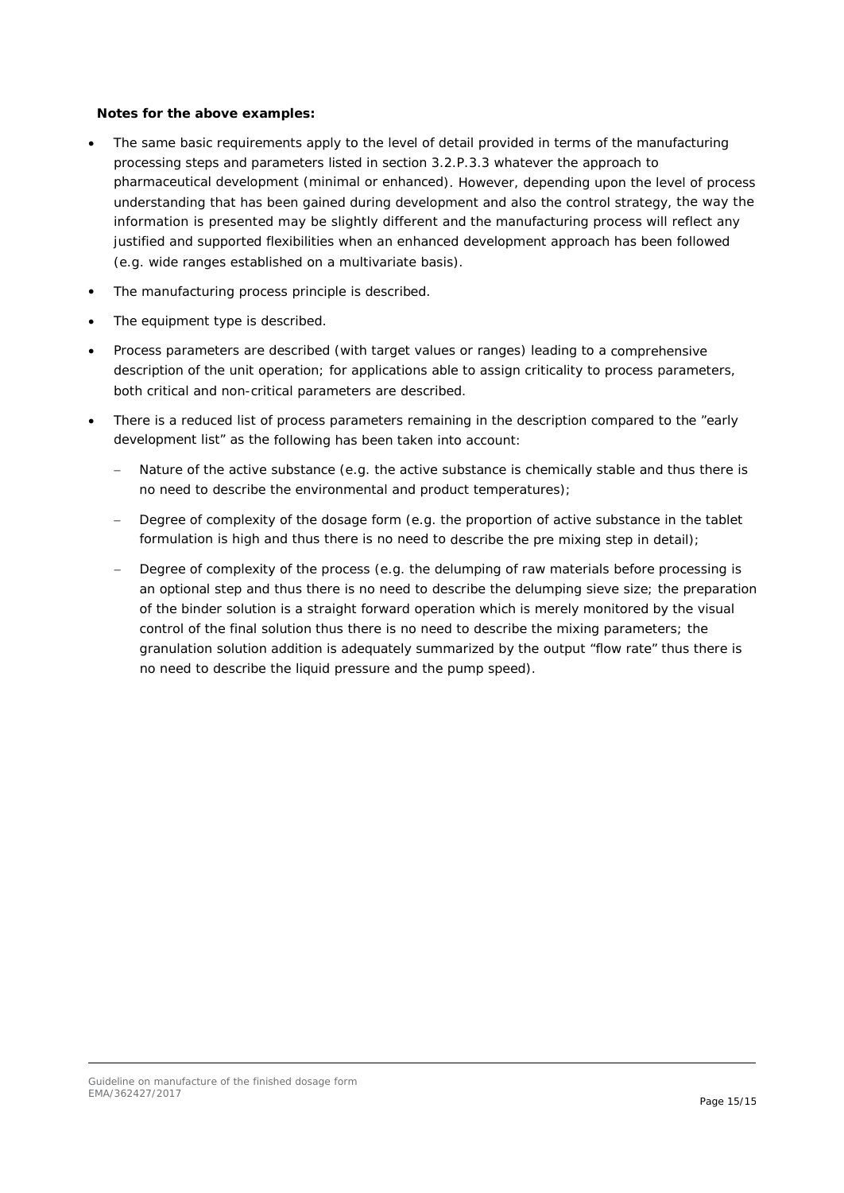**Notes for the above examples:**

- The same basic requirements apply to the level of detail provided in terms of the manufacturing processing steps and parameters listed in section 3.2.P.3.3 whatever the approach to pharmaceutical development (minimal or enhanced). However, depending upon the level of process understanding that has been gained during development and also the control strategy, the way the information is presented may be slightly different and the manufacturing process will reflect any justified and supported flexibilities when an enhanced development approach has been followed (e.g. wide ranges established on a multivariate basis).
- The manufacturing process principle is described.
- The equipment type is described.
- Process parameters are described (with target values or ranges) leading to a comprehensive description of the unit operation; for applications able to assign criticality to process parameters, both critical and non-critical parameters are described.
- There is a reduced list of process parameters remaining in the description compared to the "early development list" as the following has been taken into account:
  - Nature of the active substance (e.g. the active substance is chemically stable and thus there is no need to describe the environmental and product temperatures);
  - Degree of complexity of the dosage form (e.g. the proportion of active substance in the tablet formulation is high and thus there is no need to describe the pre mixing step in detail);
  - Degree of complexity of the process (e.g. the delumping of raw materials before processing is an optional step and thus there is no need to describe the delumping sieve size; the preparation of the binder solution is a straight forward operation which is merely monitored by the visual control of the final solution thus there is no need to describe the mixing parameters; the granulation solution addition is adequately summarized by the output "flow rate" thus there is no need to describe the liquid pressure and the pump speed).